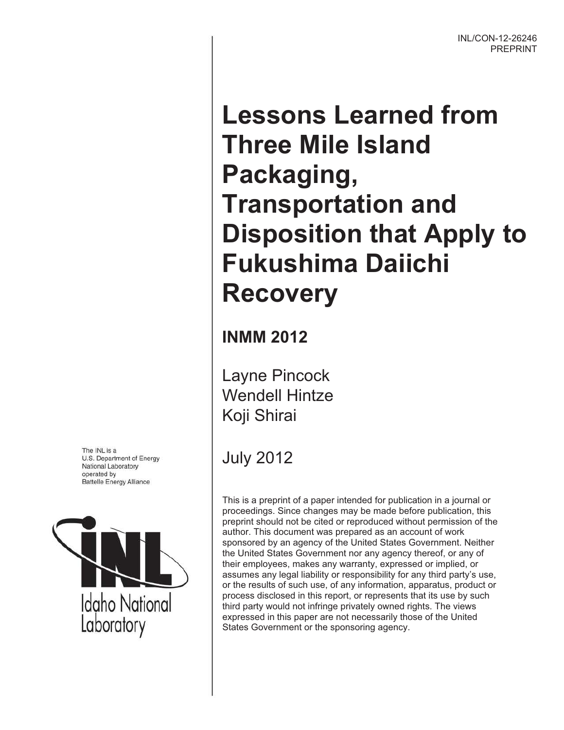INL/CON-12-26246
PREPRINT

# Lessons Learned from Three Mile Island Packaging, Transportation and Disposition that Apply to Fukushima Daiichi Recovery

## INMM 2012

Layne Pincock
Wendell Hintze
Koji Shirai

July 2012

The INL is a U.S. Department of Energy National Laboratory operated by Battelle Energy Alliance

Idaho National Laboratory

This is a preprint of a paper intended for publication in a journal or proceedings. Since changes may be made before publication, this preprint should not be cited or reproduced without permission of the author. This document was prepared as an account of work sponsored by an agency of the United States Government. Neither the United States Government nor any agency thereof, or any of their employees, makes any warranty, expressed or implied, or assumes any legal liability or responsibility for any third party's use, or the results of such use, of any information, apparatus, product or process disclosed in this report, or represents that its use by such third party would not infringe privately owned rights. The views expressed in this paper are not necessarily those of the United States Government or the sponsoring agency.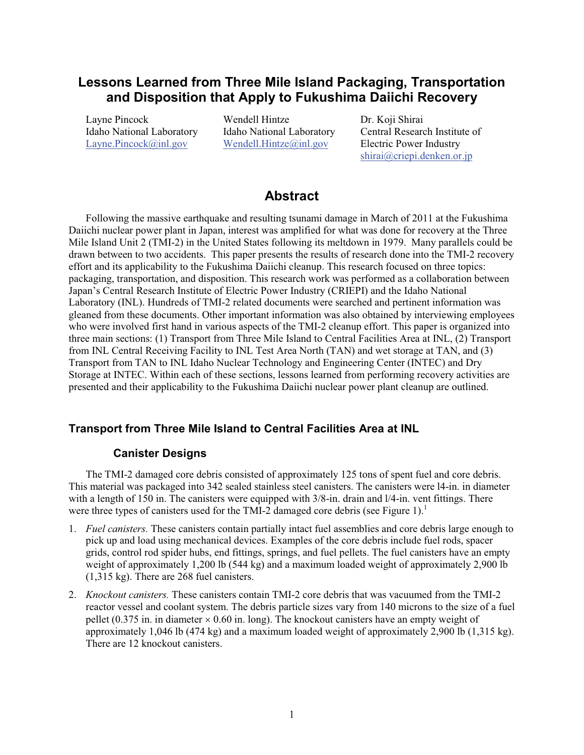# Lessons Learned from Three Mile Island Packaging, Transportation and Disposition that Apply to Fukushima Daiichi Recovery

Layne Pincock
Idaho National Laboratory
Layne.Pincock@inl.gov

Wendell Hintze
Idaho National Laboratory
Wendell.Hintze@inl.gov

Dr. Koji Shirai
Central Research Institute of Electric Power Industry
shirai@criepi.denken.or.jp

## Abstract

Following the massive earthquake and resulting tsunami damage in March of 2011 at the Fukushima Daiichi nuclear power plant in Japan, interest was amplified for what was done for recovery at the Three Mile Island Unit 2 (TMI-2) in the United States following its meltdown in 1979. Many parallels could be drawn between to two accidents. This paper presents the results of research done into the TMI-2 recovery effort and its applicability to the Fukushima Daiichi cleanup. This research focused on three topics: packaging, transportation, and disposition. This research work was performed as a collaboration between Japan's Central Research Institute of Electric Power Industry (CRIEPI) and the Idaho National Laboratory (INL). Hundreds of TMI-2 related documents were searched and pertinent information was gleaned from these documents. Other important information was also obtained by interviewing employees who were involved first hand in various aspects of the TMI-2 cleanup effort. This paper is organized into three main sections: (1) Transport from Three Mile Island to Central Facilities Area at INL, (2) Transport from INL Central Receiving Facility to INL Test Area North (TAN) and wet storage at TAN, and (3) Transport from TAN to INL Idaho Nuclear Technology and Engineering Center (INTEC) and Dry Storage at INTEC. Within each of these sections, lessons learned from performing recovery activities are presented and their applicability to the Fukushima Daiichi nuclear power plant cleanup are outlined.

## Transport from Three Mile Island to Central Facilities Area at INL

### Canister Designs

The TMI-2 damaged core debris consisted of approximately 125 tons of spent fuel and core debris. This material was packaged into 342 sealed stainless steel canisters. The canisters were 14-in. in diameter with a length of 150 in. The canisters were equipped with 3/8-in. drain and 1/4-in. vent fittings. There were three types of canisters used for the TMI-2 damaged core debris (see Figure 1).[1]

1. *Fuel canisters.* These canisters contain partially intact fuel assemblies and core debris large enough to pick up and load using mechanical devices. Examples of the core debris include fuel rods, spacer grids, control rod spider hubs, end fittings, springs, and fuel pellets. The fuel canisters have an empty weight of approximately 1,200 lb (544 kg) and a maximum loaded weight of approximately 2,900 lb (1,315 kg). There are 268 fuel canisters.
2. *Knockout canisters.* These canisters contain TMI-2 core debris that was vacuumed from the TMI-2 reactor vessel and coolant system. The debris particle sizes vary from 140 microns to the size of a fuel pellet (0.375 in. in diameter × 0.60 in. long). The knockout canisters have an empty weight of approximately 1,046 lb (474 kg) and a maximum loaded weight of approximately 2,900 lb (1,315 kg). There are 12 knockout canisters.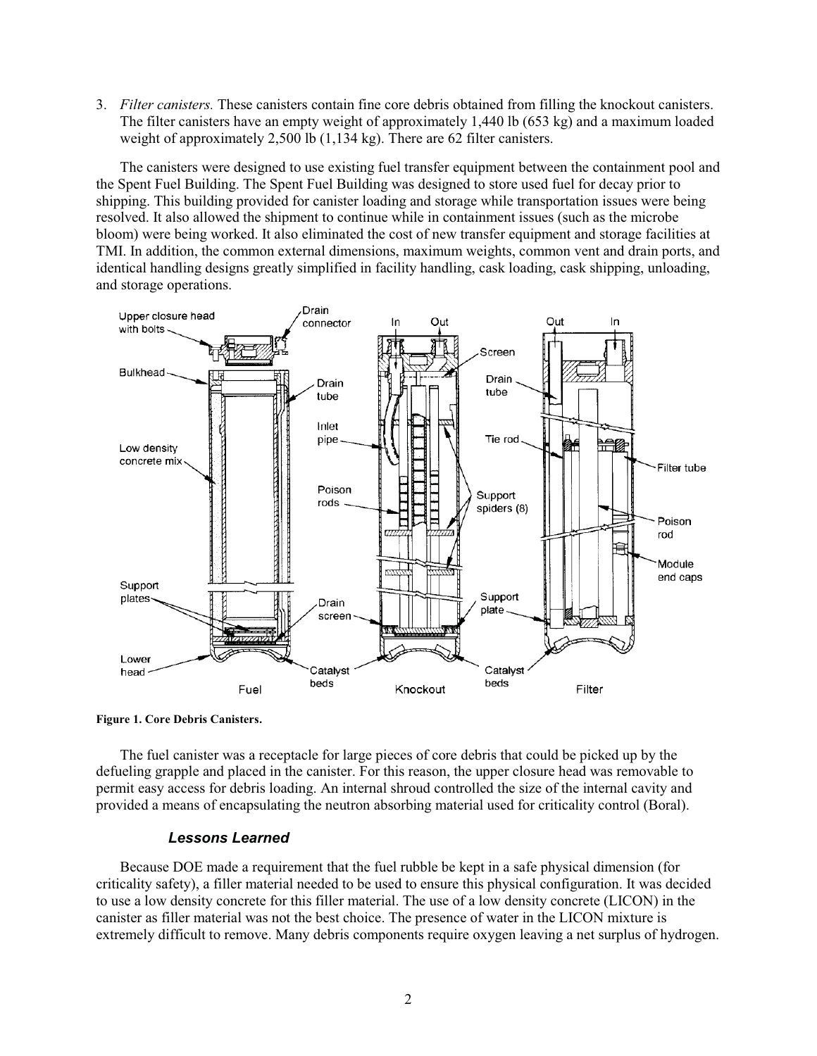3. *Filter canisters.* These canisters contain fine core debris obtained from filling the knockout canisters. The filter canisters have an empty weight of approximately 1,440 lb (653 kg) and a maximum loaded weight of approximately 2,500 lb (1,134 kg). There are 62 filter canisters.

The canisters were designed to use existing fuel transfer equipment between the containment pool and the Spent Fuel Building. The Spent Fuel Building was designed to store used fuel for decay prior to shipping. This building provided for canister loading and storage while transportation issues were being resolved. It also allowed the shipment to continue while in containment issues (such as the microbe bloom) were being worked. It also eliminated the cost of new transfer equipment and storage facilities at TMI. In addition, the common external dimensions, maximum weights, common vent and drain ports, and identical handling designs greatly simplified in facility handling, cask loading, cask shipping, unloading, and storage operations.

**Figure 1. Core Debris Canisters.**

The fuel canister was a receptacle for large pieces of core debris that could be picked up by the defueling grapple and placed in the canister. For this reason, the upper closure head was removable to permit easy access for debris loading. An internal shroud controlled the size of the internal cavity and provided a means of encapsulating the neutron absorbing material used for criticality control (Boral).

### *Lessons Learned*

Because DOE made a requirement that the fuel rubble be kept in a safe physical dimension (for criticality safety), a filler material needed to be used to ensure this physical configuration. It was decided to use a low density concrete for this filler material. The use of a low density concrete (LICON) in the canister as filler material was not the best choice. The presence of water in the LICON mixture is extremely difficult to remove. Many debris components require oxygen leaving a net surplus of hydrogen.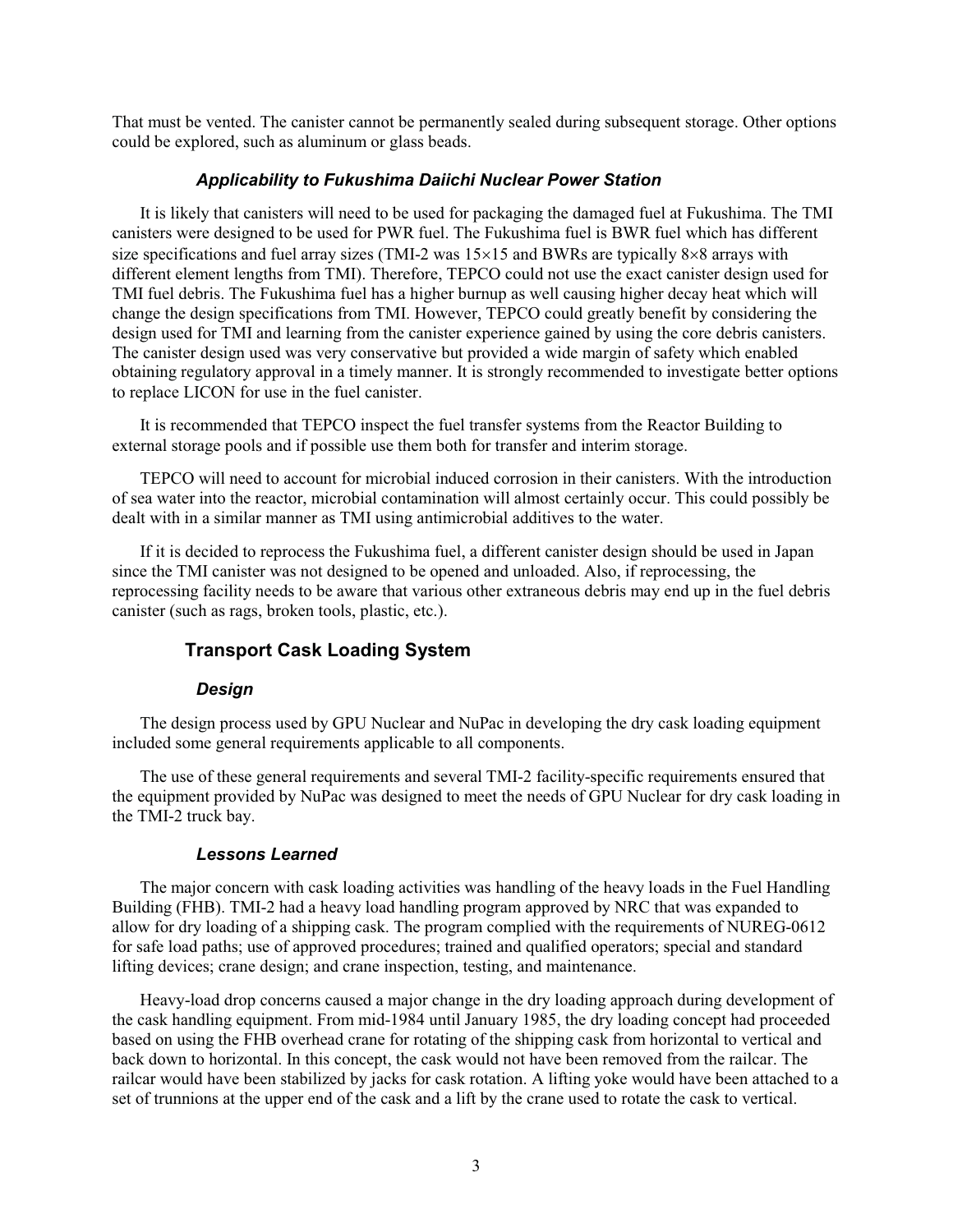That must be vented. The canister cannot be permanently sealed during subsequent storage. Other options could be explored, such as aluminum or glass beads.

#### *Applicability to Fukushima Daiichi Nuclear Power Station*

It is likely that canisters will need to be used for packaging the damaged fuel at Fukushima. The TMI canisters were designed to be used for PWR fuel. The Fukushima fuel is BWR fuel which has different size specifications and fuel array sizes (TMI-2 was $15 \times 15$ and BWRs are typically $8 \times 8$ arrays with different element lengths from TMI). Therefore, TEPCO could not use the exact canister design used for TMI fuel debris. The Fukushima fuel has a higher burnup as well causing higher decay heat which will change the design specifications from TMI. However, TEPCO could greatly benefit by considering the design used for TMI and learning from the canister experience gained by using the core debris canisters. The canister design used was very conservative but provided a wide margin of safety which enabled obtaining regulatory approval in a timely manner. It is strongly recommended to investigate better options to replace LICON for use in the fuel canister.

It is recommended that TEPCO inspect the fuel transfer systems from the Reactor Building to external storage pools and if possible use them both for transfer and interim storage.

TEPCO will need to account for microbial induced corrosion in their canisters. With the introduction of sea water into the reactor, microbial contamination will almost certainly occur. This could possibly be dealt with in a similar manner as TMI using antimicrobial additives to the water.

If it is decided to reprocess the Fukushima fuel, a different canister design should be used in Japan since the TMI canister was not designed to be opened and unloaded. Also, if reprocessing, the reprocessing facility needs to be aware that various other extraneous debris may end up in the fuel debris canister (such as rags, broken tools, plastic, etc.).

### Transport Cask Loading System

#### *Design*

The design process used by GPU Nuclear and NuPac in developing the dry cask loading equipment included some general requirements applicable to all components.

The use of these general requirements and several TMI-2 facility-specific requirements ensured that the equipment provided by NuPac was designed to meet the needs of GPU Nuclear for dry cask loading in the TMI-2 truck bay.

#### *Lessons Learned*

The major concern with cask loading activities was handling of the heavy loads in the Fuel Handling Building (FHB). TMI-2 had a heavy load handling program approved by NRC that was expanded to allow for dry loading of a shipping cask. The program complied with the requirements of NUREG-0612 for safe load paths; use of approved procedures; trained and qualified operators; special and standard lifting devices; crane design; and crane inspection, testing, and maintenance.

Heavy-load drop concerns caused a major change in the dry loading approach during development of the cask handling equipment. From mid-1984 until January 1985, the dry loading concept had proceeded based on using the FHB overhead crane for rotating of the shipping cask from horizontal to vertical and back down to horizontal. In this concept, the cask would not have been removed from the railcar. The railcar would have been stabilized by jacks for cask rotation. A lifting yoke would have been attached to a set of trunnions at the upper end of the cask and a lift by the crane used to rotate the cask to vertical.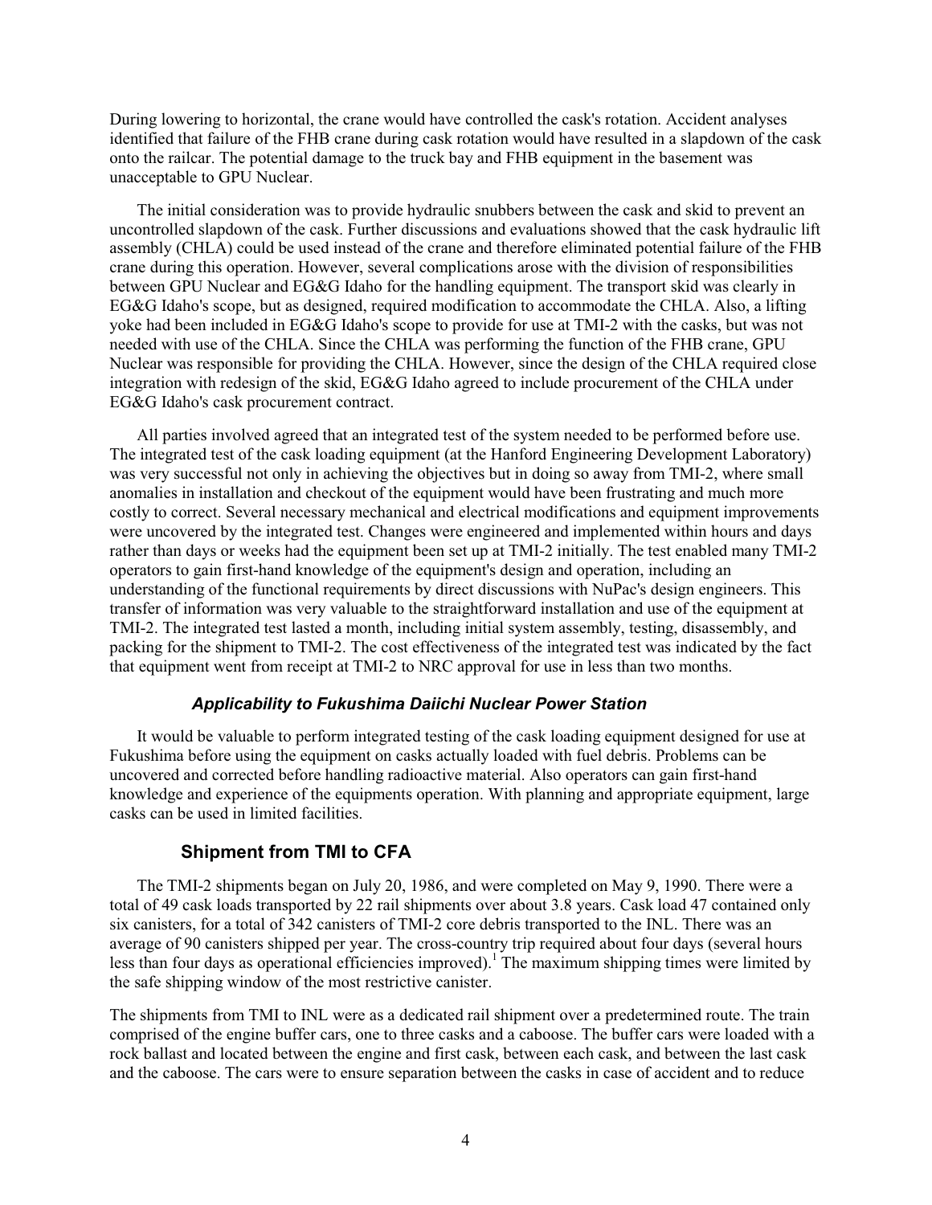During lowering to horizontal, the crane would have controlled the cask's rotation. Accident analyses identified that failure of the FHB crane during cask rotation would have resulted in a slapdown of the cask onto the railcar. The potential damage to the truck bay and FHB equipment in the basement was unacceptable to GPU Nuclear.

The initial consideration was to provide hydraulic snubbers between the cask and skid to prevent an uncontrolled slapdown of the cask. Further discussions and evaluations showed that the cask hydraulic lift assembly (CHLA) could be used instead of the crane and therefore eliminated potential failure of the FHB crane during this operation. However, several complications arose with the division of responsibilities between GPU Nuclear and EG&G Idaho for the handling equipment. The transport skid was clearly in EG&G Idaho's scope, but as designed, required modification to accommodate the CHLA. Also, a lifting yoke had been included in EG&G Idaho's scope to provide for use at TMI-2 with the casks, but was not needed with use of the CHLA. Since the CHLA was performing the function of the FHB crane, GPU Nuclear was responsible for providing the CHLA. However, since the design of the CHLA required close integration with redesign of the skid, EG&G Idaho agreed to include procurement of the CHLA under EG&G Idaho's cask procurement contract.

All parties involved agreed that an integrated test of the system needed to be performed before use. The integrated test of the cask loading equipment (at the Hanford Engineering Development Laboratory) was very successful not only in achieving the objectives but in doing so away from TMI-2, where small anomalies in installation and checkout of the equipment would have been frustrating and much more costly to correct. Several necessary mechanical and electrical modifications and equipment improvements were uncovered by the integrated test. Changes were engineered and implemented within hours and days rather than days or weeks had the equipment been set up at TMI-2 initially. The test enabled many TMI-2 operators to gain first-hand knowledge of the equipment's design and operation, including an understanding of the functional requirements by direct discussions with NuPac's design engineers. This transfer of information was very valuable to the straightforward installation and use of the equipment at TMI-2. The integrated test lasted a month, including initial system assembly, testing, disassembly, and packing for the shipment to TMI-2. The cost effectiveness of the integrated test was indicated by the fact that equipment went from receipt at TMI-2 to NRC approval for use in less than two months.

#### *Applicability to Fukushima Daiichi Nuclear Power Station*

It would be valuable to perform integrated testing of the cask loading equipment designed for use at Fukushima before using the equipment on casks actually loaded with fuel debris. Problems can be uncovered and corrected before handling radioactive material. Also operators can gain first-hand knowledge and experience of the equipments operation. With planning and appropriate equipment, large casks can be used in limited facilities.

### Shipment from TMI to CFA

The TMI-2 shipments began on July 20, 1986, and were completed on May 9, 1990. There were a total of 49 cask loads transported by 22 rail shipments over about 3.8 years. Cask load 47 contained only six canisters, for a total of 342 canisters of TMI-2 core debris transported to the INL. There was an average of 90 canisters shipped per year. The cross-country trip required about four days (several hours less than four days as operational efficiencies improved).[1] The maximum shipping times were limited by the safe shipping window of the most restrictive canister.

The shipments from TMI to INL were as a dedicated rail shipment over a predetermined route. The train comprised of the engine buffer cars, one to three casks and a caboose. The buffer cars were loaded with a rock ballast and located between the engine and first cask, between each cask, and between the last cask and the caboose. The cars were to ensure separation between the casks in case of accident and to reduce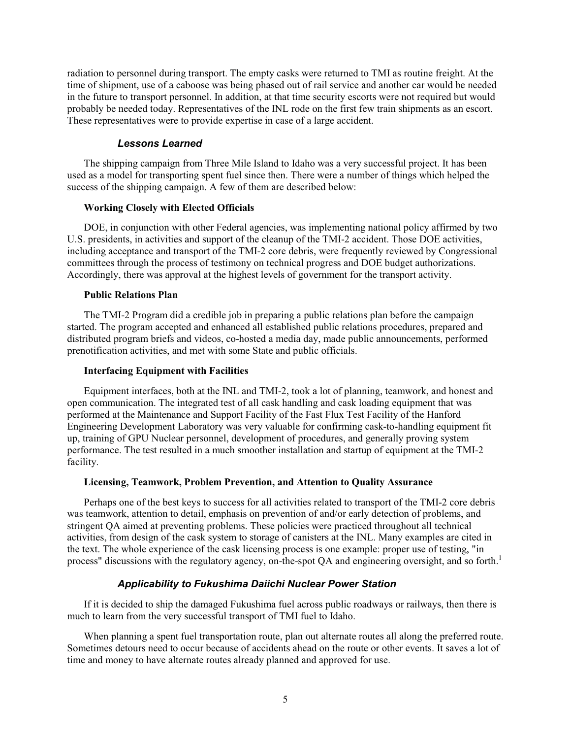radiation to personnel during transport. The empty casks were returned to TMI as routine freight. At the time of shipment, use of a caboose was being phased out of rail service and another car would be needed in the future to transport personnel. In addition, at that time security escorts were not required but would probably be needed today. Representatives of the INL rode on the first few train shipments as an escort. These representatives were to provide expertise in case of a large accident.

### *Lessons Learned*

The shipping campaign from Three Mile Island to Idaho was a very successful project. It has been used as a model for transporting spent fuel since then. There were a number of things which helped the success of the shipping campaign. A few of them are described below:

**Working Closely with Elected Officials**

DOE, in conjunction with other Federal agencies, was implementing national policy affirmed by two U.S. presidents, in activities and support of the cleanup of the TMI-2 accident. Those DOE activities, including acceptance and transport of the TMI-2 core debris, were frequently reviewed by Congressional committees through the process of testimony on technical progress and DOE budget authorizations. Accordingly, there was approval at the highest levels of government for the transport activity.

**Public Relations Plan**

The TMI-2 Program did a credible job in preparing a public relations plan before the campaign started. The program accepted and enhanced all established public relations procedures, prepared and distributed program briefs and videos, co-hosted a media day, made public announcements, performed prenotification activities, and met with some State and public officials.

**Interfacing Equipment with Facilities**

Equipment interfaces, both at the INL and TMI-2, took a lot of planning, teamwork, and honest and open communication. The integrated test of all cask handling and cask loading equipment that was performed at the Maintenance and Support Facility of the Fast Flux Test Facility of the Hanford Engineering Development Laboratory was very valuable for confirming cask-to-handling equipment fit up, training of GPU Nuclear personnel, development of procedures, and generally proving system performance. The test resulted in a much smoother installation and startup of equipment at the TMI-2 facility.

**Licensing, Teamwork, Problem Prevention, and Attention to Quality Assurance**

Perhaps one of the best keys to success for all activities related to transport of the TMI-2 core debris was teamwork, attention to detail, emphasis on prevention of and/or early detection of problems, and stringent QA aimed at preventing problems. These policies were practiced throughout all technical activities, from design of the cask system to storage of canisters at the INL. Many examples are cited in the text. The whole experience of the cask licensing process is one example: proper use of testing, "in process" discussions with the regulatory agency, on-the-spot QA and engineering oversight, and so forth.[1]

### *Applicability to Fukushima Daiichi Nuclear Power Station*

If it is decided to ship the damaged Fukushima fuel across public roadways or railways, then there is much to learn from the very successful transport of TMI fuel to Idaho.

When planning a spent fuel transportation route, plan out alternate routes all along the preferred route. Sometimes detours need to occur because of accidents ahead on the route or other events. It saves a lot of time and money to have alternate routes already planned and approved for use.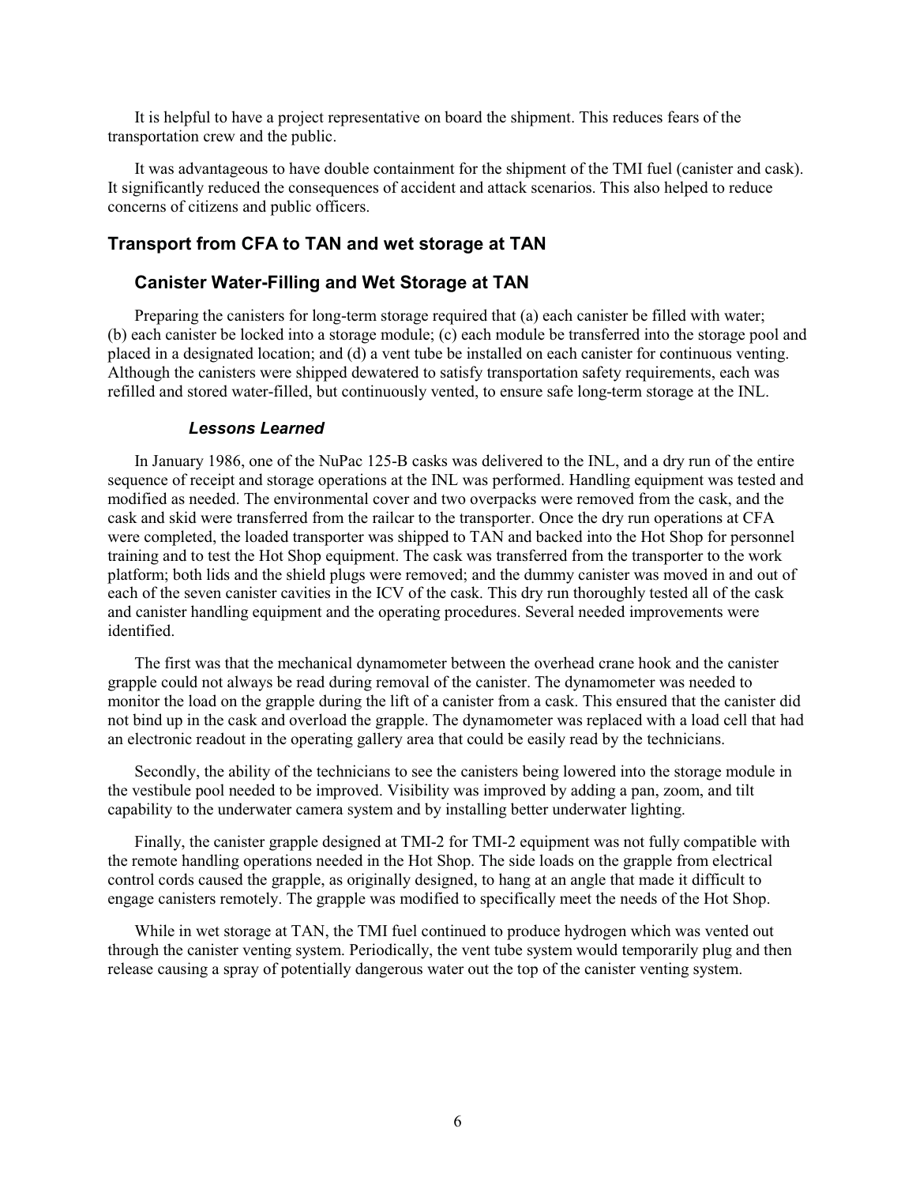It is helpful to have a project representative on board the shipment. This reduces fears of the transportation crew and the public.

It was advantageous to have double containment for the shipment of the TMI fuel (canister and cask). It significantly reduced the consequences of accident and attack scenarios. This also helped to reduce concerns of citizens and public officers.

## Transport from CFA to TAN and wet storage at TAN

### Canister Water-Filling and Wet Storage at TAN

Preparing the canisters for long-term storage required that (a) each canister be filled with water; (b) each canister be locked into a storage module; (c) each module be transferred into the storage pool and placed in a designated location; and (d) a vent tube be installed on each canister for continuous venting. Although the canisters were shipped dewatered to satisfy transportation safety requirements, each was refilled and stored water-filled, but continuously vented, to ensure safe long-term storage at the INL.

#### *Lessons Learned*

In January 1986, one of the NuPac 125-B casks was delivered to the INL, and a dry run of the entire sequence of receipt and storage operations at the INL was performed. Handling equipment was tested and modified as needed. The environmental cover and two overpacks were removed from the cask, and the cask and skid were transferred from the railcar to the transporter. Once the dry run operations at CFA were completed, the loaded transporter was shipped to TAN and backed into the Hot Shop for personnel training and to test the Hot Shop equipment. The cask was transferred from the transporter to the work platform; both lids and the shield plugs were removed; and the dummy canister was moved in and out of each of the seven canister cavities in the ICV of the cask. This dry run thoroughly tested all of the cask and canister handling equipment and the operating procedures. Several needed improvements were identified.

The first was that the mechanical dynamometer between the overhead crane hook and the canister grapple could not always be read during removal of the canister. The dynamometer was needed to monitor the load on the grapple during the lift of a canister from a cask. This ensured that the canister did not bind up in the cask and overload the grapple. The dynamometer was replaced with a load cell that had an electronic readout in the operating gallery area that could be easily read by the technicians.

Secondly, the ability of the technicians to see the canisters being lowered into the storage module in the vestibule pool needed to be improved. Visibility was improved by adding a pan, zoom, and tilt capability to the underwater camera system and by installing better underwater lighting.

Finally, the canister grapple designed at TMI-2 for TMI-2 equipment was not fully compatible with the remote handling operations needed in the Hot Shop. The side loads on the grapple from electrical control cords caused the grapple, as originally designed, to hang at an angle that made it difficult to engage canisters remotely. The grapple was modified to specifically meet the needs of the Hot Shop.

While in wet storage at TAN, the TMI fuel continued to produce hydrogen which was vented out through the canister venting system. Periodically, the vent tube system would temporarily plug and then release causing a spray of potentially dangerous water out the top of the canister venting system.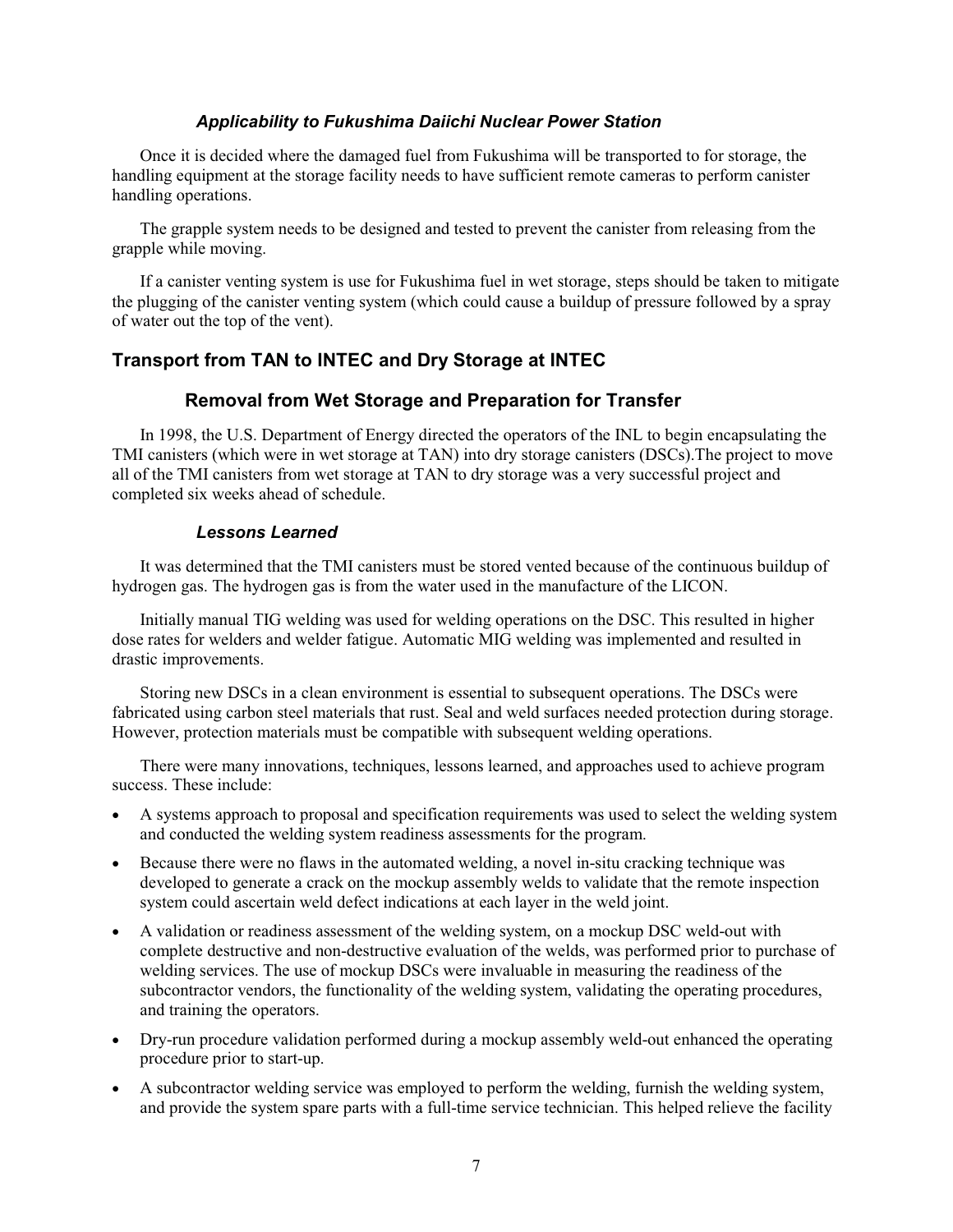### *Applicability to Fukushima Daiichi Nuclear Power Station*

Once it is decided where the damaged fuel from Fukushima will be transported to for storage, the handling equipment at the storage facility needs to have sufficient remote cameras to perform canister handling operations.

The grapple system needs to be designed and tested to prevent the canister from releasing from the grapple while moving.

If a canister venting system is use for Fukushima fuel in wet storage, steps should be taken to mitigate the plugging of the canister venting system (which could cause a buildup of pressure followed by a spray of water out the top of the vent).

## Transport from TAN to INTEC and Dry Storage at INTEC

### Removal from Wet Storage and Preparation for Transfer

In 1998, the U.S. Department of Energy directed the operators of the INL to begin encapsulating the TMI canisters (which were in wet storage at TAN) into dry storage canisters (DSCs).The project to move all of the TMI canisters from wet storage at TAN to dry storage was a very successful project and completed six weeks ahead of schedule.

#### *Lessons Learned*

It was determined that the TMI canisters must be stored vented because of the continuous buildup of hydrogen gas. The hydrogen gas is from the water used in the manufacture of the LICON.

Initially manual TIG welding was used for welding operations on the DSC. This resulted in higher dose rates for welders and welder fatigue. Automatic MIG welding was implemented and resulted in drastic improvements.

Storing new DSCs in a clean environment is essential to subsequent operations. The DSCs were fabricated using carbon steel materials that rust. Seal and weld surfaces needed protection during storage. However, protection materials must be compatible with subsequent welding operations.

There were many innovations, techniques, lessons learned, and approaches used to achieve program success. These include:

- A systems approach to proposal and specification requirements was used to select the welding system and conducted the welding system readiness assessments for the program.
- Because there were no flaws in the automated welding, a novel in-situ cracking technique was developed to generate a crack on the mockup assembly welds to validate that the remote inspection system could ascertain weld defect indications at each layer in the weld joint.
- A validation or readiness assessment of the welding system, on a mockup DSC weld-out with complete destructive and non-destructive evaluation of the welds, was performed prior to purchase of welding services. The use of mockup DSCs were invaluable in measuring the readiness of the subcontractor vendors, the functionality of the welding system, validating the operating procedures, and training the operators.
- Dry-run procedure validation performed during a mockup assembly weld-out enhanced the operating procedure prior to start-up.
- A subcontractor welding service was employed to perform the welding, furnish the welding system, and provide the system spare parts with a full-time service technician. This helped relieve the facility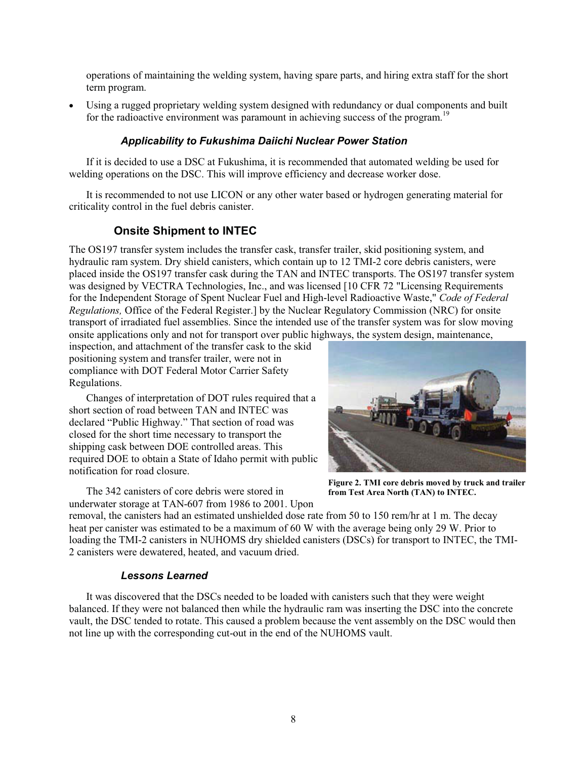operations of maintaining the welding system, having spare parts, and hiring extra staff for the short term program.

- Using a rugged proprietary welding system designed with redundancy or dual components and built for the radioactive environment was paramount in achieving success of the program.[19]

### *Applicability to Fukushima Daiichi Nuclear Power Station*

If it is decided to use a DSC at Fukushima, it is recommended that automated welding be used for welding operations on the DSC. This will improve efficiency and decrease worker dose.

It is recommended to not use LICON or any other water based or hydrogen generating material for criticality control in the fuel debris canister.

## Onsite Shipment to INTEC

The OS197 transfer system includes the transfer cask, transfer trailer, skid positioning system, and hydraulic ram system. Dry shield canisters, which contain up to 12 TMI-2 core debris canisters, were placed inside the OS197 transfer cask during the TAN and INTEC transports. The OS197 transfer system was designed by VECTRA Technologies, Inc., and was licensed [10 CFR 72 "Licensing Requirements for the Independent Storage of Spent Nuclear Fuel and High-level Radioactive Waste," *Code of Federal Regulations,* Office of the Federal Register.] by the Nuclear Regulatory Commission (NRC) for onsite transport of irradiated fuel assemblies. Since the intended use of the transfer system was for slow moving onsite applications only and not for transport over public highways, the system design, maintenance, inspection, and attachment of the transfer cask to the skid positioning system and transfer trailer, were not in compliance with DOT Federal Motor Carrier Safety Regulations.

Changes of interpretation of DOT rules required that a short section of road between TAN and INTEC was declared "Public Highway." That section of road was closed for the short time necessary to transport the shipping cask between DOE controlled areas. This required DOE to obtain a State of Idaho permit with public notification for road closure.

**Figure 2. TMI core debris moved by truck and trailer from Test Area North (TAN) to INTEC.**

The 342 canisters of core debris were stored in underwater storage at TAN-607 from 1986 to 2001. Upon removal, the canisters had an estimated unshielded dose rate from 50 to 150 rem/hr at 1 m. The decay heat per canister was estimated to be a maximum of 60 W with the average being only 29 W. Prior to loading the TMI-2 canisters in NUHOMS dry shielded canisters (DSCs) for transport to INTEC, the TMI-2 canisters were dewatered, heated, and vacuum dried.

### *Lessons Learned*

It was discovered that the DSCs needed to be loaded with canisters such that they were weight balanced. If they were not balanced then while the hydraulic ram was inserting the DSC into the concrete vault, the DSC tended to rotate. This caused a problem because the vent assembly on the DSC would then not line up with the corresponding cut-out in the end of the NUHOMS vault.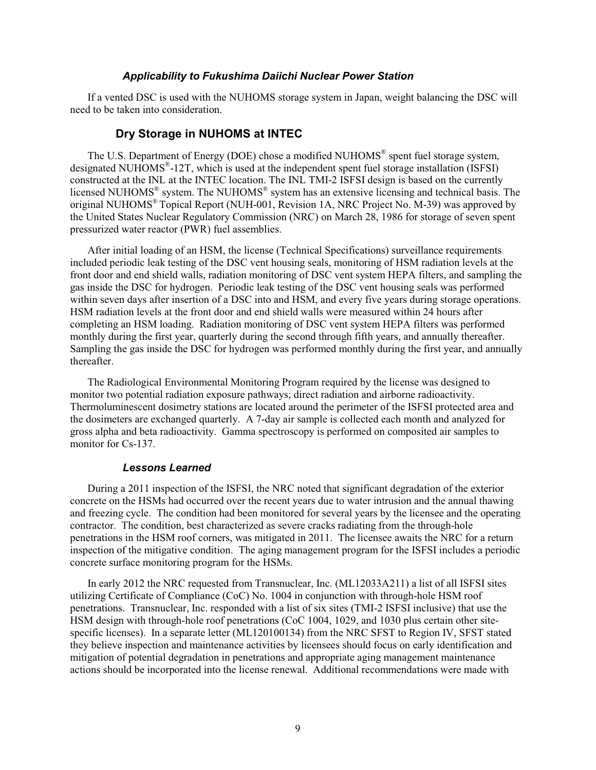### *Applicability to Fukushima Daiichi Nuclear Power Station*

If a vented DSC is used with the NUHOMS storage system in Japan, weight balancing the DSC will need to be taken into consideration.

## Dry Storage in NUHOMS at INTEC

The U.S. Department of Energy (DOE) chose a modified NUHOMS® spent fuel storage system, designated NUHOMS®-12T, which is used at the independent spent fuel storage installation (ISFSI) constructed at the INL at the INTEC location. The INL TMI-2 ISFSI design is based on the currently licensed NUHOMS® system. The NUHOMS® system has an extensive licensing and technical basis. The original NUHOMS® Topical Report (NUH-001, Revision 1A, NRC Project No. M-39) was approved by the United States Nuclear Regulatory Commission (NRC) on March 28, 1986 for storage of seven spent pressurized water reactor (PWR) fuel assemblies.

After initial loading of an HSM, the license (Technical Specifications) surveillance requirements included periodic leak testing of the DSC vent housing seals, monitoring of HSM radiation levels at the front door and end shield walls, radiation monitoring of DSC vent system HEPA filters, and sampling the gas inside the DSC for hydrogen. Periodic leak testing of the DSC vent housing seals was performed within seven days after insertion of a DSC into and HSM, and every five years during storage operations. HSM radiation levels at the front door and end shield walls were measured within 24 hours after completing an HSM loading. Radiation monitoring of DSC vent system HEPA filters was performed monthly during the first year, quarterly during the second through fifth years, and annually thereafter. Sampling the gas inside the DSC for hydrogen was performed monthly during the first year, and annually thereafter.

The Radiological Environmental Monitoring Program required by the license was designed to monitor two potential radiation exposure pathways; direct radiation and airborne radioactivity. Thermoluminescent dosimetry stations are located around the perimeter of the ISFSI protected area and the dosimeters are exchanged quarterly. A 7-day air sample is collected each month and analyzed for gross alpha and beta radioactivity. Gamma spectroscopy is performed on composited air samples to monitor for Cs-137.

### *Lessons Learned*

During a 2011 inspection of the ISFSI, the NRC noted that significant degradation of the exterior concrete on the HSMs had occurred over the recent years due to water intrusion and the annual thawing and freezing cycle. The condition had been monitored for several years by the licensee and the operating contractor. The condition, best characterized as severe cracks radiating from the through-hole penetrations in the HSM roof corners, was mitigated in 2011. The licensee awaits the NRC for a return inspection of the mitigative condition. The aging management program for the ISFSI includes a periodic concrete surface monitoring program for the HSMs.

In early 2012 the NRC requested from Transnuclear, Inc. (ML12033A211) a list of all ISFSI sites utilizing Certificate of Compliance (CoC) No. 1004 in conjunction with through-hole HSM roof penetrations. Transnuclear, Inc. responded with a list of six sites (TMI-2 ISFSI inclusive) that use the HSM design with through-hole roof penetrations (CoC 1004, 1029, and 1030 plus certain other site-specific licenses). In a separate letter (ML120100134) from the NRC SFST to Region IV, SFST stated they believe inspection and maintenance activities by licensees should focus on early identification and mitigation of potential degradation in penetrations and appropriate aging management maintenance actions should be incorporated into the license renewal. Additional recommendations were made with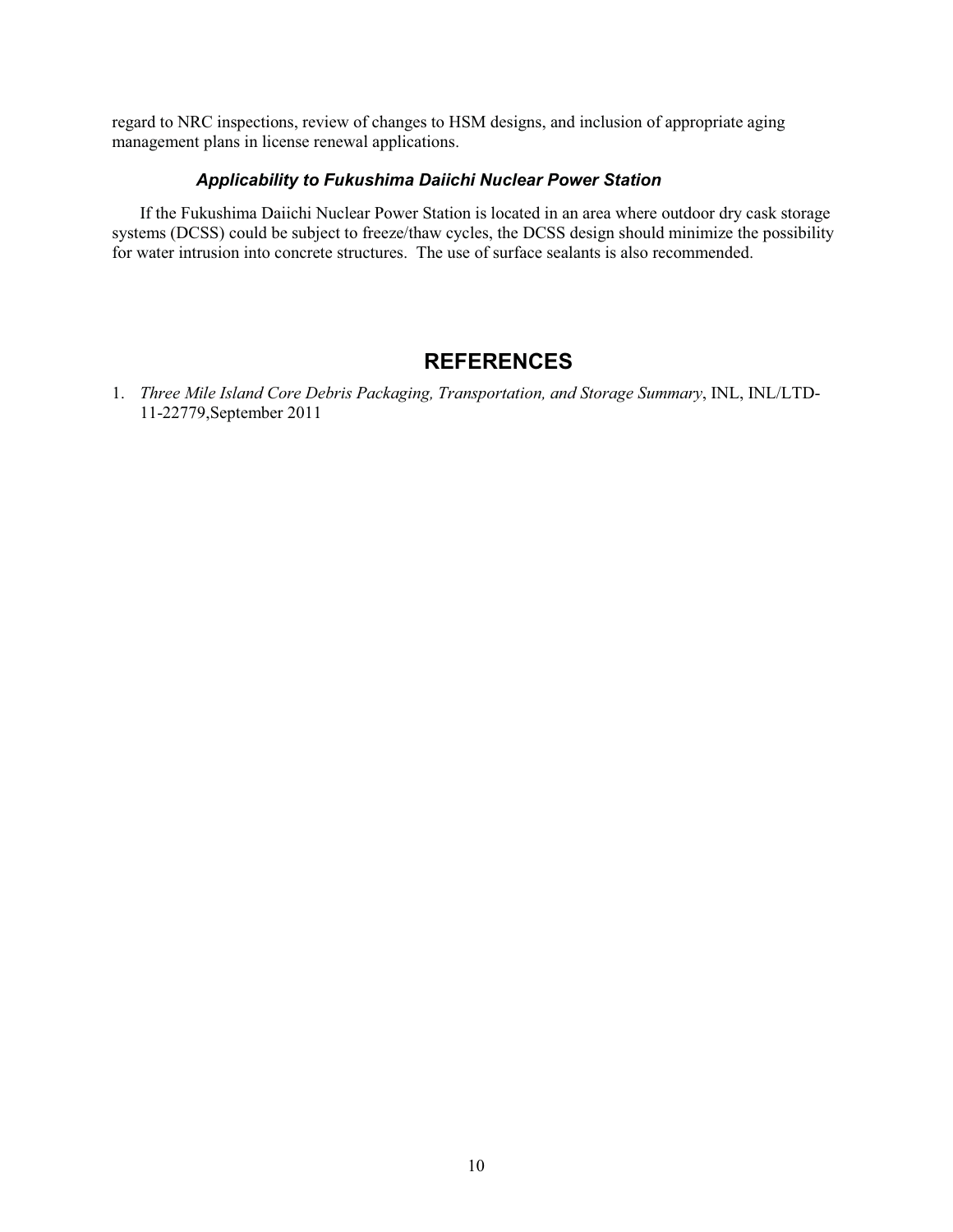regard to NRC inspections, review of changes to HSM designs, and inclusion of appropriate aging management plans in license renewal applications.

### *Applicability to Fukushima Daiichi Nuclear Power Station*

If the Fukushima Daiichi Nuclear Power Station is located in an area where outdoor dry cask storage systems (DCSS) could be subject to freeze/thaw cycles, the DCSS design should minimize the possibility for water intrusion into concrete structures. The use of surface sealants is also recommended.

## REFERENCES

1. *Three Mile Island Core Debris Packaging, Transportation, and Storage Summary*, INL, INL/LTD-11-22779,September 2011